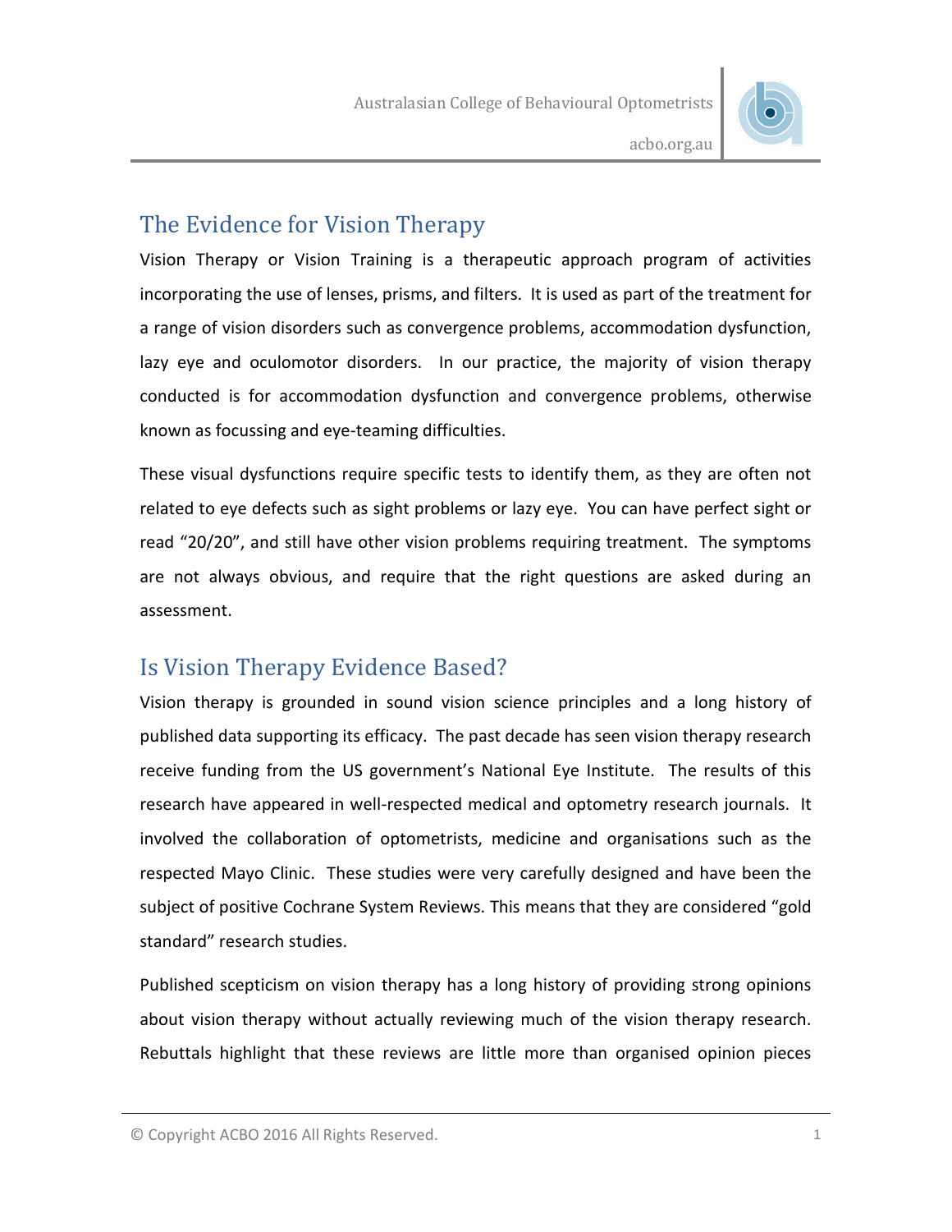# The Evidence for Vision Therapy

Vision Therapy or Vision Training is a therapeutic approach program of activities incorporating the use of lenses, prisms, and filters. It is used as part of the treatment for a range of vision disorders such as convergence problems, accommodation dysfunction, lazy eye and oculomotor disorders. In our practice, the majority of vision therapy conducted is for accommodation dysfunction and convergence problems, otherwise known as focussing and eye-teaming difficulties.

These visual dysfunctions require specific tests to identify them, as they are often not related to eye defects such as sight problems or lazy eye. You can have perfect sight or read "20/20", and still have other vision problems requiring treatment. The symptoms are not always obvious, and require that the right questions are asked during an assessment.

## Is Vision Therapy Evidence Based?

Vision therapy is grounded in sound vision science principles and a long history of published data supporting its efficacy. The past decade has seen vision therapy research receive funding from the US government's National Eye Institute. The results of this research have appeared in well-respected medical and optometry research journals. It involved the collaboration of optometrists, medicine and organisations such as the respected Mayo Clinic. These studies were very carefully designed and have been the subject of positive Cochrane System Reviews. This means that they are considered "gold standard" research studies.

Published scepticism on vision therapy has a long history of providing strong opinions about vision therapy without actually reviewing much of the vision therapy research. Rebuttals highlight that these reviews are little more than organised opinion pieces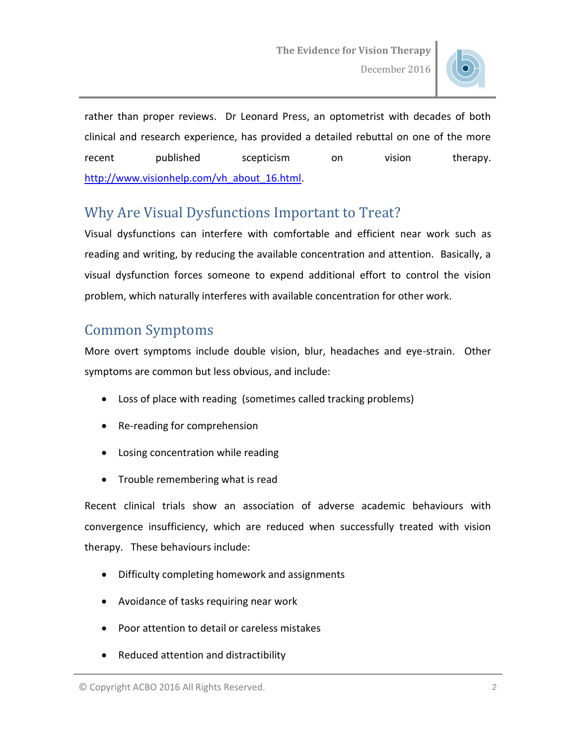rather than proper reviews. Dr Leonard Press, an optometrist with decades of both clinical and research experience, has provided a detailed rebuttal on one of the more recent published scepticism on vision therapy. http://www.visionhelp.com/vh_about_16.html.

## Why Are Visual Dysfunctions Important to Treat?

Visual dysfunctions can interfere with comfortable and efficient near work such as reading and writing, by reducing the available concentration and attention. Basically, a visual dysfunction forces someone to expend additional effort to control the vision problem, which naturally interferes with available concentration for other work.

## Common Symptoms

More overt symptoms include double vision, blur, headaches and eye-strain. Other symptoms are common but less obvious, and include:

- Loss of place with reading (sometimes called tracking problems)
- Re-reading for comprehension
- Losing concentration while reading
- Trouble remembering what is read

Recent clinical trials show an association of adverse academic behaviours with convergence insufficiency, which are reduced when successfully treated with vision therapy. These behaviours include:

- Difficulty completing homework and assignments
- Avoidance of tasks requiring near work
- Poor attention to detail or careless mistakes
- Reduced attention and distractibility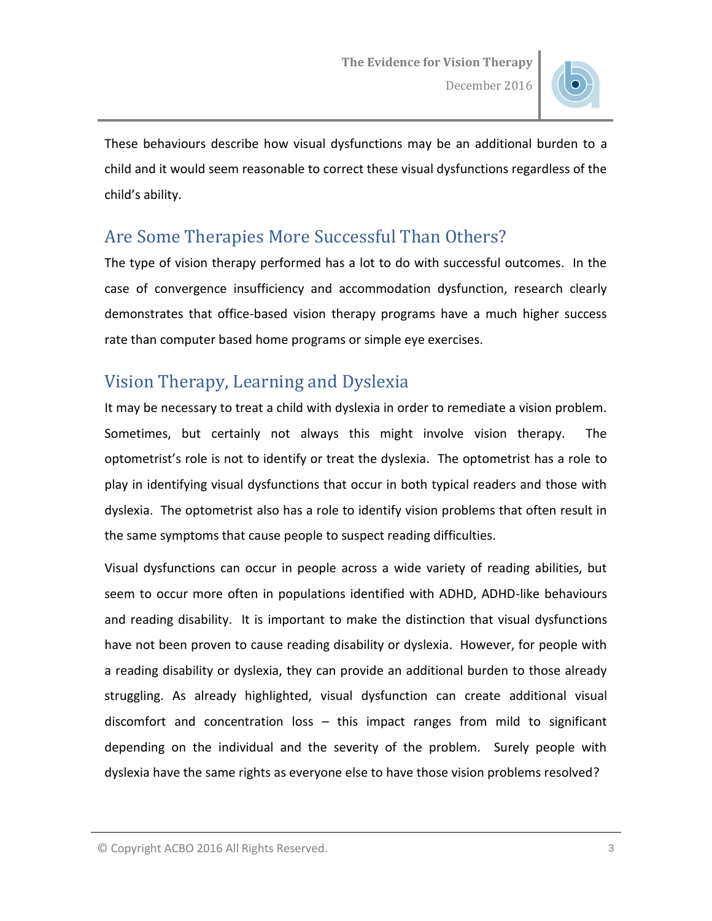These behaviours describe how visual dysfunctions may be an additional burden to a child and it would seem reasonable to correct these visual dysfunctions regardless of the child's ability.

## Are Some Therapies More Successful Than Others?

The type of vision therapy performed has a lot to do with successful outcomes. In the case of convergence insufficiency and accommodation dysfunction, research clearly demonstrates that office-based vision therapy programs have a much higher success rate than computer based home programs or simple eye exercises.

## Vision Therapy, Learning and Dyslexia

It may be necessary to treat a child with dyslexia in order to remediate a vision problem. Sometimes, but certainly not always this might involve vision therapy. The optometrist's role is not to identify or treat the dyslexia. The optometrist has a role to play in identifying visual dysfunctions that occur in both typical readers and those with dyslexia. The optometrist also has a role to identify vision problems that often result in the same symptoms that cause people to suspect reading difficulties.

Visual dysfunctions can occur in people across a wide variety of reading abilities, but seem to occur more often in populations identified with ADHD, ADHD-like behaviours and reading disability. It is important to make the distinction that visual dysfunctions have not been proven to cause reading disability or dyslexia. However, for people with a reading disability or dyslexia, they can provide an additional burden to those already struggling. As already highlighted, visual dysfunction can create additional visual discomfort and concentration loss – this impact ranges from mild to significant depending on the individual and the severity of the problem. Surely people with dyslexia have the same rights as everyone else to have those vision problems resolved?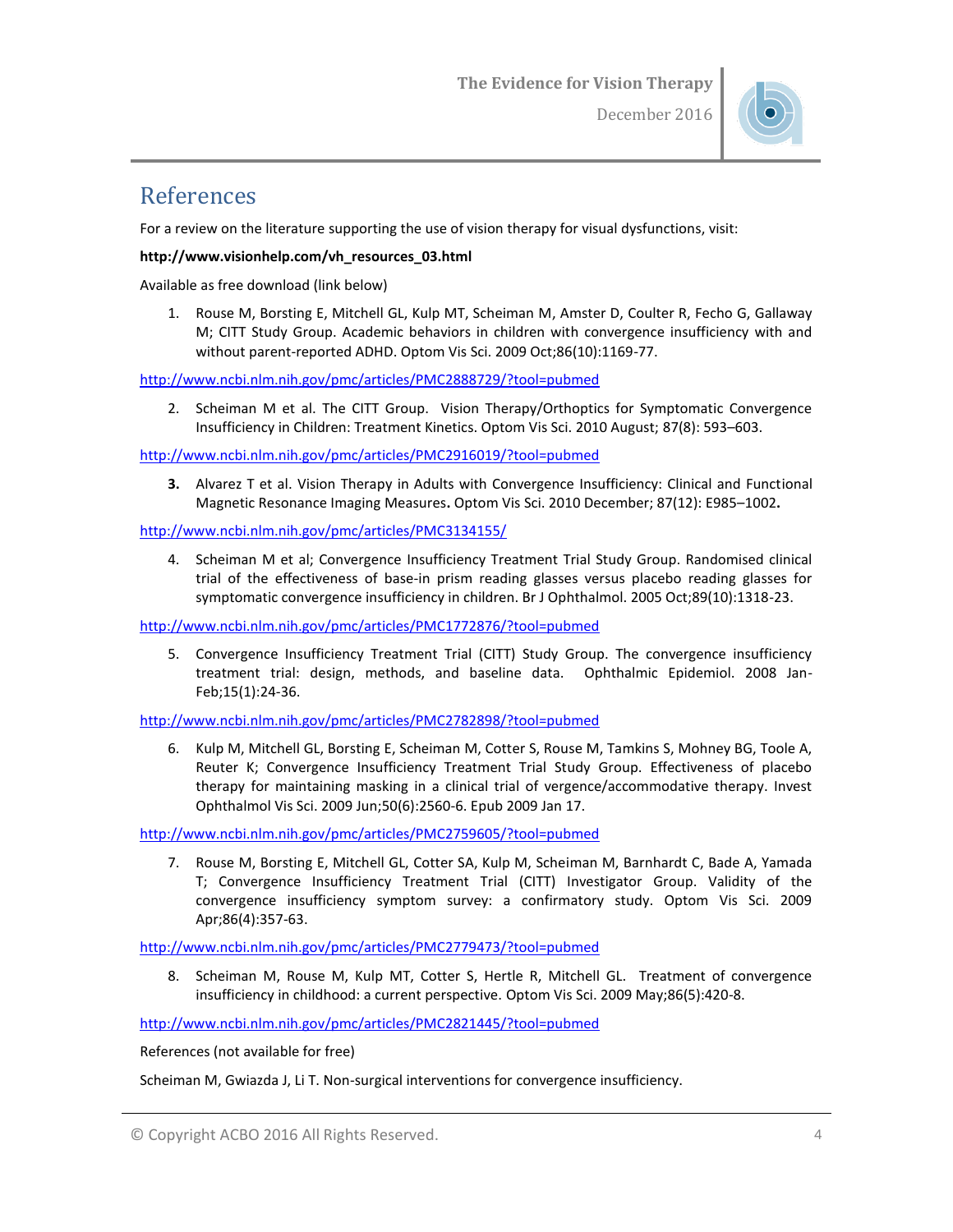## References

For a review on the literature supporting the use of vision therapy for visual dysfunctions, visit:

**http://www.visionhelp.com/vh_resources_03.html**

Available as free download (link below)

1. Rouse M, Borsting E, Mitchell GL, Kulp MT, Scheiman M, Amster D, Coulter R, Fecho G, Gallaway M; CITT Study Group. Academic behaviors in children with convergence insufficiency with and without parent-reported ADHD. Optom Vis Sci. 2009 Oct;86(10):1169-77.

http://www.ncbi.nlm.nih.gov/pmc/articles/PMC2888729/?tool=pubmed

2. Scheiman M et al. The CITT Group. Vision Therapy/Orthoptics for Symptomatic Convergence Insufficiency in Children: Treatment Kinetics. Optom Vis Sci. 2010 August; 87(8): 593–603.

http://www.ncbi.nlm.nih.gov/pmc/articles/PMC2916019/?tool=pubmed

3. Alvarez T et al. Vision Therapy in Adults with Convergence Insufficiency: Clinical and Functional Magnetic Resonance Imaging Measures**.** Optom Vis Sci. 2010 December; 87(12): E985–1002**.**

http://www.ncbi.nlm.nih.gov/pmc/articles/PMC3134155/

4. Scheiman M et al; Convergence Insufficiency Treatment Trial Study Group. Randomised clinical trial of the effectiveness of base-in prism reading glasses versus placebo reading glasses for symptomatic convergence insufficiency in children. Br J Ophthalmol. 2005 Oct;89(10):1318-23.

http://www.ncbi.nlm.nih.gov/pmc/articles/PMC1772876/?tool=pubmed

5. Convergence Insufficiency Treatment Trial (CITT) Study Group. The convergence insufficiency treatment trial: design, methods, and baseline data. Ophthalmic Epidemiol. 2008 Jan-Feb;15(1):24-36.

http://www.ncbi.nlm.nih.gov/pmc/articles/PMC2782898/?tool=pubmed

6. Kulp M, Mitchell GL, Borsting E, Scheiman M, Cotter S, Rouse M, Tamkins S, Mohney BG, Toole A, Reuter K; Convergence Insufficiency Treatment Trial Study Group. Effectiveness of placebo therapy for maintaining masking in a clinical trial of vergence/accommodative therapy. Invest Ophthalmol Vis Sci. 2009 Jun;50(6):2560-6. Epub 2009 Jan 17.

http://www.ncbi.nlm.nih.gov/pmc/articles/PMC2759605/?tool=pubmed

7. Rouse M, Borsting E, Mitchell GL, Cotter SA, Kulp M, Scheiman M, Barnhardt C, Bade A, Yamada T; Convergence Insufficiency Treatment Trial (CITT) Investigator Group. Validity of the convergence insufficiency symptom survey: a confirmatory study. Optom Vis Sci. 2009 Apr;86(4):357-63.

http://www.ncbi.nlm.nih.gov/pmc/articles/PMC2779473/?tool=pubmed

8. Scheiman M, Rouse M, Kulp MT, Cotter S, Hertle R, Mitchell GL. Treatment of convergence insufficiency in childhood: a current perspective. Optom Vis Sci. 2009 May;86(5):420-8.

http://www.ncbi.nlm.nih.gov/pmc/articles/PMC2821445/?tool=pubmed

References (not available for free)

Scheiman M, Gwiazda J, Li T. Non-surgical interventions for convergence insufficiency.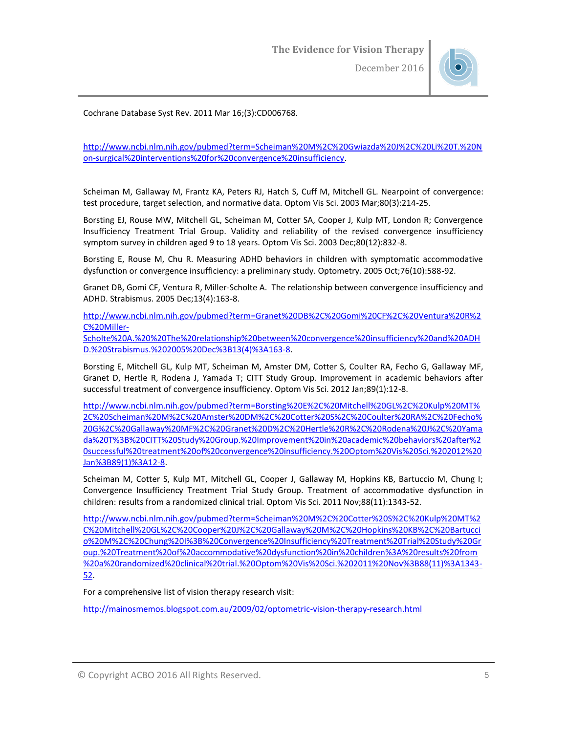Cochrane Database Syst Rev. 2011 Mar 16;(3):CD006768.

http://www.ncbi.nlm.nih.gov/pubmed?term=Scheiman%20M%2C%20Gwiazda%20J%2C%20Li%20T.%20Non-surgical%20interventions%20for%20convergence%20insufficiency.

Scheiman M, Gallaway M, Frantz KA, Peters RJ, Hatch S, Cuff M, Mitchell GL. Nearpoint of convergence: test procedure, target selection, and normative data. Optom Vis Sci. 2003 Mar;80(3):214-25.

Borsting EJ, Rouse MW, Mitchell GL, Scheiman M, Cotter SA, Cooper J, Kulp MT, London R; Convergence Insufficiency Treatment Trial Group. Validity and reliability of the revised convergence insufficiency symptom survey in children aged 9 to 18 years. Optom Vis Sci. 2003 Dec;80(12):832-8.

Borsting E, Rouse M, Chu R. Measuring ADHD behaviors in children with symptomatic accommodative dysfunction or convergence insufficiency: a preliminary study. Optometry. 2005 Oct;76(10):588-92.

Granet DB, Gomi CF, Ventura R, Miller-Scholte A. The relationship between convergence insufficiency and ADHD. Strabismus. 2005 Dec;13(4):163-8.

http://www.ncbi.nlm.nih.gov/pubmed?term=Granet%20DB%2C%20Gomi%20CF%2C%20Ventura%20R%2C%20Miller-Scholte%20A.%20%20The%20relationship%20between%20convergence%20insufficiency%20and%20ADHD.%20Strabismus.%202005%20Dec%3B13(4)%3A163-8.

Borsting E, Mitchell GL, Kulp MT, Scheiman M, Amster DM, Cotter S, Coulter RA, Fecho G, Gallaway MF, Granet D, Hertle R, Rodena J, Yamada T; CITT Study Group. Improvement in academic behaviors after successful treatment of convergence insufficiency. Optom Vis Sci. 2012 Jan;89(1):12-8.

http://www.ncbi.nlm.nih.gov/pubmed?term=Borsting%20E%2C%20Mitchell%20GL%2C%20Kulp%20MT%2C%20Scheiman%20M%2C%20Amster%20DM%2C%20Cotter%20S%2C%20Coulter%20RA%2C%20Fecho%20G%2C%20Gallaway%20MF%2C%20Granet%20D%2C%20Hertle%20R%2C%20Rodena%20J%2C%20Yamada%20T%3B%20CITT%20Study%20Group.%20Improvement%20in%20academic%20behaviors%20after%20successful%20treatment%20of%20convergence%20insufficiency.%20Optom%20Vis%20Sci.%202012%20Jan%3B89(1)%3A12-8.

Scheiman M, Cotter S, Kulp MT, Mitchell GL, Cooper J, Gallaway M, Hopkins KB, Bartuccio M, Chung I; Convergence Insufficiency Treatment Trial Study Group. Treatment of accommodative dysfunction in children: results from a randomized clinical trial. Optom Vis Sci. 2011 Nov;88(11):1343-52.

http://www.ncbi.nlm.nih.gov/pubmed?term=Scheiman%20M%2C%20Cotter%20S%2C%20Kulp%20MT%2C%20Mitchell%20GL%2C%20Cooper%20J%2C%20Gallaway%20M%2C%20Hopkins%20KB%2C%20Bartuccio%20M%2C%20Chung%20I%3B%20Convergence%20Insufficiency%20Treatment%20Trial%20Study%20Group.%20Treatment%20of%20accommodative%20dysfunction%20in%20children%3A%20results%20from%20a%20randomized%20clinical%20trial.%20Optom%20Vis%20Sci.%202011%20Nov%3B88(11)%3A1343-52.

For a comprehensive list of vision therapy research visit:

http://mainosmemos.blogspot.com.au/2009/02/optometric-vision-therapy-research.html

© Copyright ACBO 2016 All Rights Reserved.